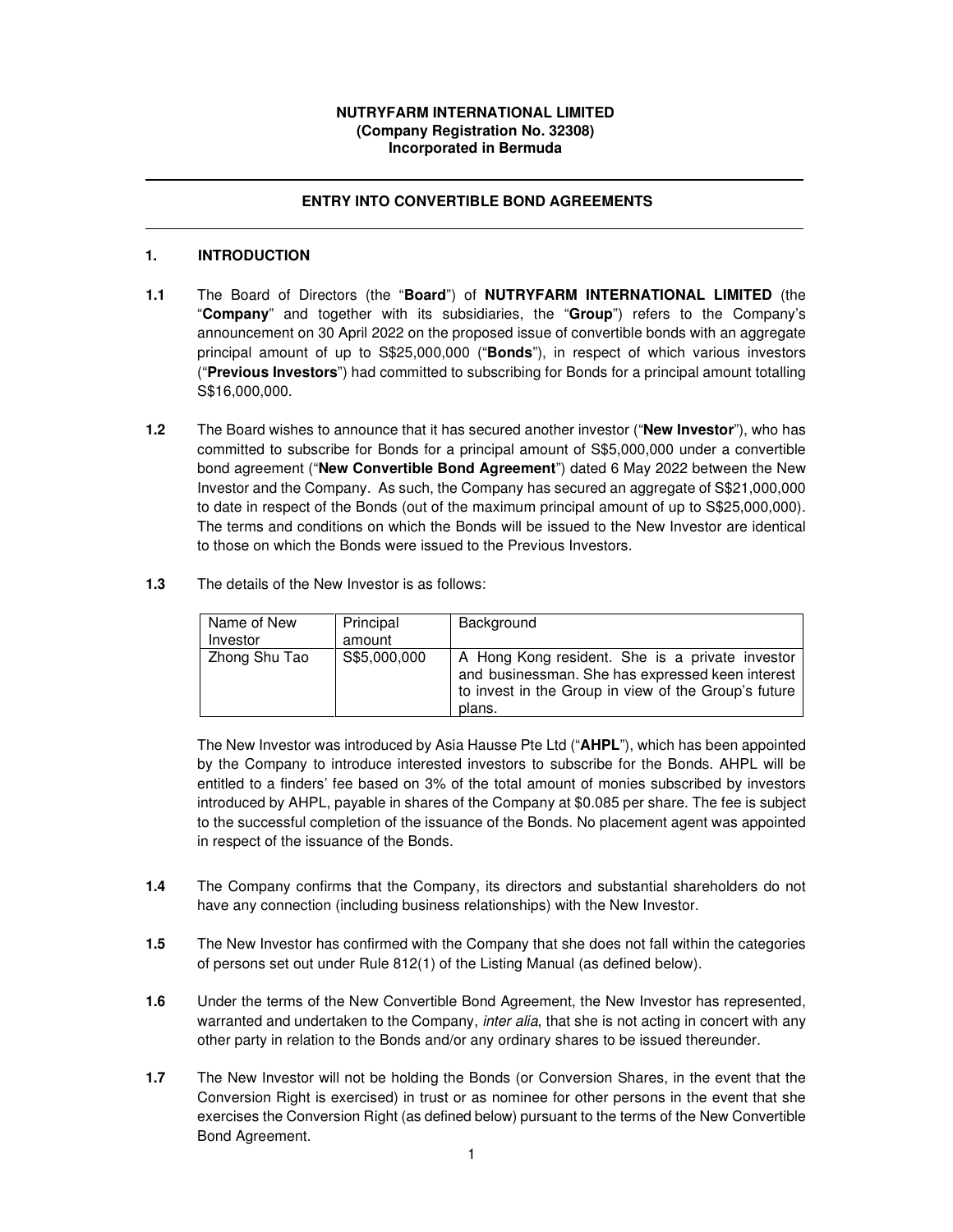**NUTRYFARM INTERNATIONAL LIMITED**
**(Company Registration No. 32308)**
**Incorporated in Bermuda**

---

## ENTRY INTO CONVERTIBLE BOND AGREEMENTS

---

### 1. INTRODUCTION

**1.1** The Board of Directors (the "**Board**") of **NUTRYFARM INTERNATIONAL LIMITED** (the "**Company**" and together with its subsidiaries, the "**Group**") refers to the Company's announcement on 30 April 2022 on the proposed issue of convertible bonds with an aggregate principal amount of up to S$25,000,000 ("**Bonds**"), in respect of which various investors ("**Previous Investors**") had committed to subscribing for Bonds for a principal amount totalling S$16,000,000.

**1.2** The Board wishes to announce that it has secured another investor ("**New Investor**"), who has committed to subscribe for Bonds for a principal amount of S$5,000,000 under a convertible bond agreement ("**New Convertible Bond Agreement**") dated 6 May 2022 between the New Investor and the Company. As such, the Company has secured an aggregate of S$21,000,000 to date in respect of the Bonds (out of the maximum principal amount of up to S$25,000,000). The terms and conditions on which the Bonds will be issued to the New Investor are identical to those on which the Bonds were issued to the Previous Investors.

**1.3** The details of the New Investor is as follows:

| Name of New Investor | Principal amount | Background |
|---|---|---|
| Zhong Shu Tao | S$5,000,000 | A Hong Kong resident. She is a private investor and businessman. She has expressed keen interest to invest in the Group in view of the Group's future plans. |

The New Investor was introduced by Asia Hausse Pte Ltd ("**AHPL**"), which has been appointed by the Company to introduce interested investors to subscribe for the Bonds. AHPL will be entitled to a finders' fee based on 3% of the total amount of monies subscribed by investors introduced by AHPL, payable in shares of the Company at $0.085 per share. The fee is subject to the successful completion of the issuance of the Bonds. No placement agent was appointed in respect of the issuance of the Bonds.

**1.4** The Company confirms that the Company, its directors and substantial shareholders do not have any connection (including business relationships) with the New Investor.

**1.5** The New Investor has confirmed with the Company that she does not fall within the categories of persons set out under Rule 812(1) of the Listing Manual (as defined below).

**1.6** Under the terms of the New Convertible Bond Agreement, the New Investor has represented, warranted and undertaken to the Company, *inter alia*, that she is not acting in concert with any other party in relation to the Bonds and/or any ordinary shares to be issued thereunder.

**1.7** The New Investor will not be holding the Bonds (or Conversion Shares, in the event that the Conversion Right is exercised) in trust or as nominee for other persons in the event that she exercises the Conversion Right (as defined below) pursuant to the terms of the New Convertible Bond Agreement.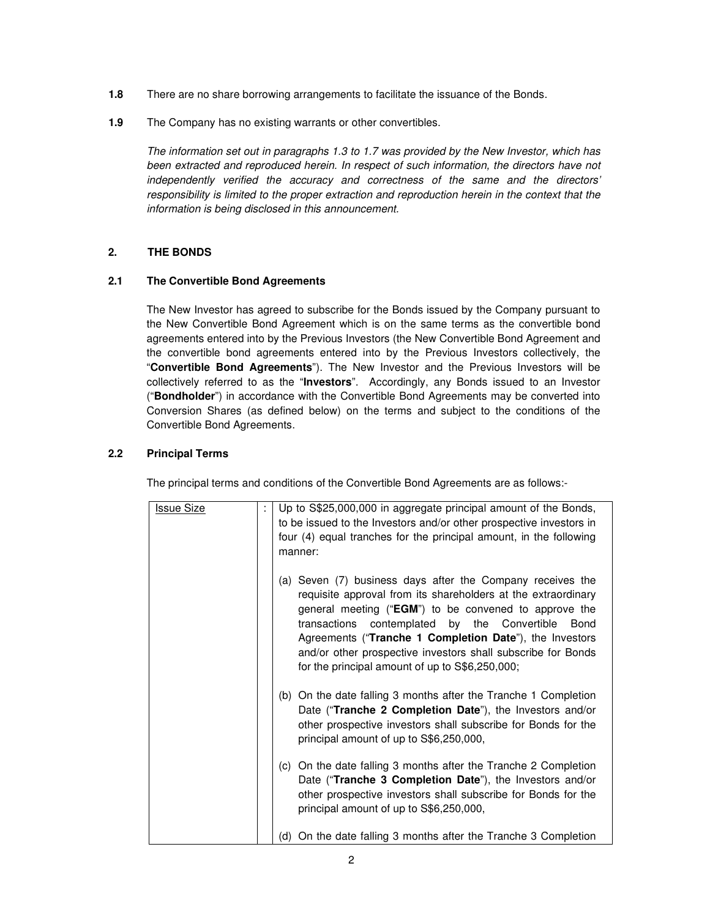**1.8** There are no share borrowing arrangements to facilitate the issuance of the Bonds.

**1.9** The Company has no existing warrants or other convertibles.

*The information set out in paragraphs 1.3 to 1.7 was provided by the New Investor, which has been extracted and reproduced herein. In respect of such information, the directors have not independently verified the accuracy and correctness of the same and the directors' responsibility is limited to the proper extraction and reproduction herein in the context that the information is being disclosed in this announcement.*

## 2. THE BONDS

### 2.1 The Convertible Bond Agreements

The New Investor has agreed to subscribe for the Bonds issued by the Company pursuant to the New Convertible Bond Agreement which is on the same terms as the convertible bond agreements entered into by the Previous Investors (the New Convertible Bond Agreement and the convertible bond agreements entered into by the Previous Investors collectively, the "**Convertible Bond Agreements**"). The New Investor and the Previous Investors will be collectively referred to as the "**Investors**". Accordingly, any Bonds issued to an Investor ("**Bondholder**") in accordance with the Convertible Bond Agreements may be converted into Conversion Shares (as defined below) on the terms and subject to the conditions of the Convertible Bond Agreements.

### 2.2 Principal Terms

The principal terms and conditions of the Convertible Bond Agreements are as follows:-

| | | |
|---|---|---|
| Issue Size | : | Up to S$25,000,000 in aggregate principal amount of the Bonds, to be issued to the Investors and/or other prospective investors in four (4) equal tranches for the principal amount, in the following manner:<br><br>(a) Seven (7) business days after the Company receives the requisite approval from its shareholders at the extraordinary general meeting ("**EGM**") to be convened to approve the transactions contemplated by the Convertible Bond Agreements ("**Tranche 1 Completion Date**"), the Investors and/or other prospective investors shall subscribe for Bonds for the principal amount of up to S$6,250,000;<br><br>(b) On the date falling 3 months after the Tranche 1 Completion Date ("**Tranche 2 Completion Date**"), the Investors and/or other prospective investors shall subscribe for Bonds for the principal amount of up to S$6,250,000,<br><br>(c) On the date falling 3 months after the Tranche 2 Completion Date ("**Tranche 3 Completion Date**"), the Investors and/or other prospective investors shall subscribe for Bonds for the principal amount of up to S$6,250,000,<br><br>(d) On the date falling 3 months after the Tranche 3 Completion |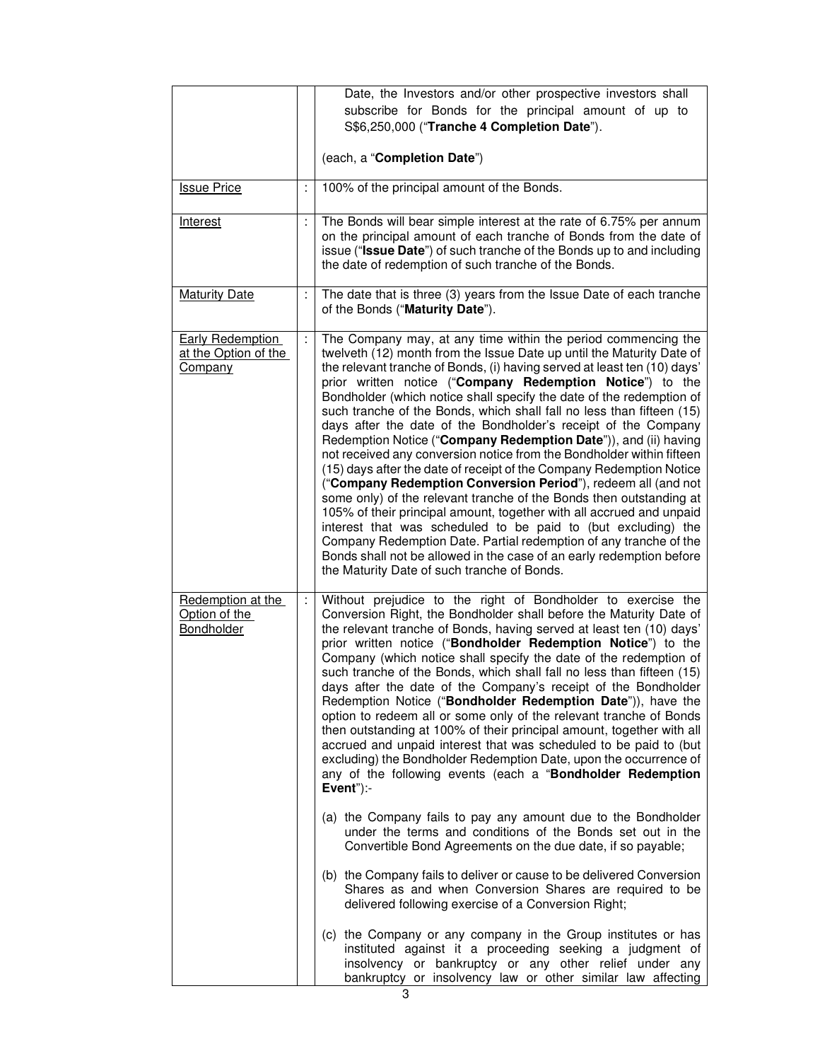| | | |
|---|---|---|
| | | Date, the Investors and/or other prospective investors shall subscribe for Bonds for the principal amount of up to S$6,250,000 ("**Tranche 4 Completion Date**").<br><br>(each, a "**Completion Date**") |
| Issue Price | : | 100% of the principal amount of the Bonds. |
| Interest | : | The Bonds will bear simple interest at the rate of 6.75% per annum on the principal amount of each tranche of Bonds from the date of issue ("**Issue Date**") of such tranche of the Bonds up to and including the date of redemption of such tranche of the Bonds. |
| Maturity Date | : | The date that is three (3) years from the Issue Date of each tranche of the Bonds ("**Maturity Date**"). |
| Early Redemption at the Option of the Company | : | The Company may, at any time within the period commencing the twelveth (12) month from the Issue Date up until the Maturity Date of the relevant tranche of Bonds, (i) having served at least ten (10) days' prior written notice ("**Company Redemption Notice**") to the Bondholder (which notice shall specify the date of the redemption of such tranche of the Bonds, which shall fall no less than fifteen (15) days after the date of the Bondholder's receipt of the Company Redemption Notice ("**Company Redemption Date**")), and (ii) having not received any conversion notice from the Bondholder within fifteen (15) days after the date of receipt of the Company Redemption Notice ("**Company Redemption Conversion Period**"), redeem all (and not some only) of the relevant tranche of the Bonds then outstanding at 105% of their principal amount, together with all accrued and unpaid interest that was scheduled to be paid to (but excluding) the Company Redemption Date. Partial redemption of any tranche of the Bonds shall not be allowed in the case of an early redemption before the Maturity Date of such tranche of Bonds. |
| Redemption at the Option of the Bondholder | : | Without prejudice to the right of Bondholder to exercise the Conversion Right, the Bondholder shall before the Maturity Date of the relevant tranche of Bonds, having served at least ten (10) days' prior written notice ("**Bondholder Redemption Notice**") to the Company (which notice shall specify the date of the redemption of such tranche of the Bonds, which shall fall no less than fifteen (15) days after the date of the Company's receipt of the Bondholder Redemption Notice ("**Bondholder Redemption Date**")), have the option to redeem all or some only of the relevant tranche of Bonds then outstanding at 100% of their principal amount, together with all accrued and unpaid interest that was scheduled to be paid to (but excluding) the Bondholder Redemption Date, upon the occurrence of any of the following events (each a "**Bondholder Redemption Event**"):-<br><br>(a) the Company fails to pay any amount due to the Bondholder under the terms and conditions of the Bonds set out in the Convertible Bond Agreements on the due date, if so payable;<br><br>(b) the Company fails to deliver or cause to be delivered Conversion Shares as and when Conversion Shares are required to be delivered following exercise of a Conversion Right;<br><br>(c) the Company or any company in the Group institutes or has instituted against it a proceeding seeking a judgment of insolvency or bankruptcy or any other relief under any bankruptcy or insolvency law or other similar law affecting |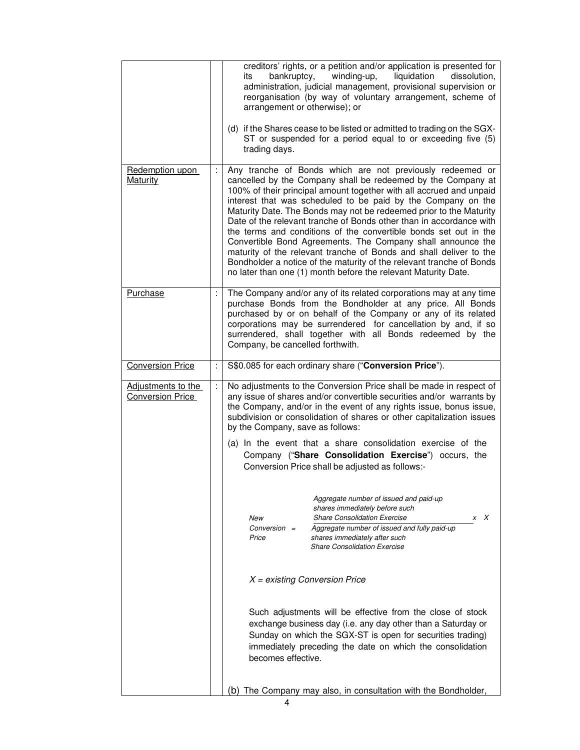| | | |
|---|---|---|
| | | creditors' rights, or a petition and/or application is presented for its bankruptcy, winding-up, liquidation dissolution, administration, judicial management, provisional supervision or reorganisation (by way of voluntary arrangement, scheme of arrangement or otherwise); or<br><br>(d) if the Shares cease to be listed or admitted to trading on the SGX-ST or suspended for a period equal to or exceeding five (5) trading days. |
| Redemption upon Maturity | : | Any tranche of Bonds which are not previously redeemed or cancelled by the Company shall be redeemed by the Company at 100% of their principal amount together with all accrued and unpaid interest that was scheduled to be paid by the Company on the Maturity Date. The Bonds may not be redeemed prior to the Maturity Date of the relevant tranche of Bonds other than in accordance with the terms and conditions of the convertible bonds set out in the Convertible Bond Agreements. The Company shall announce the maturity of the relevant tranche of Bonds and shall deliver to the Bondholder a notice of the maturity of the relevant tranche of Bonds no later than one (1) month before the relevant Maturity Date. |
| Purchase | : | The Company and/or any of its related corporations may at any time purchase Bonds from the Bondholder at any price. All Bonds purchased by or on behalf of the Company or any of its related corporations may be surrendered for cancellation by and, if so surrendered, shall together with all Bonds redeemed by the Company, be cancelled forthwith. |
| Conversion Price | : | S$0.085 for each ordinary share ("**Conversion Price**"). |
| Adjustments to the Conversion Price | : | No adjustments to the Conversion Price shall be made in respect of any issue of shares and/or convertible securities and/or warrants by the Company, and/or in the event of any rights issue, bonus issue, subdivision or consolidation of shares or other capitalization issues by the Company, save as follows:<br><br>(a) In the event that a share consolidation exercise of the Company ("**Share Consolidation Exercise**") occurs, the Conversion Price shall be adjusted as follows:-<br><br>$$\text{New Conversion Price} = \frac{\text{Aggregate number of issued and paid-up shares immediately before such Share Consolidation Exercise}}{\text{Aggregate number of issued and fully paid-up shares immediately after such Share Consolidation Exercise}} \times X$$<br><br>*X = existing Conversion Price*<br><br>Such adjustments will be effective from the close of stock exchange business day (i.e. any day other than a Saturday or Sunday on which the SGX-ST is open for securities trading) immediately preceding the date on which the consolidation becomes effective.<br><br>(b) The Company may also, in consultation with the Bondholder, |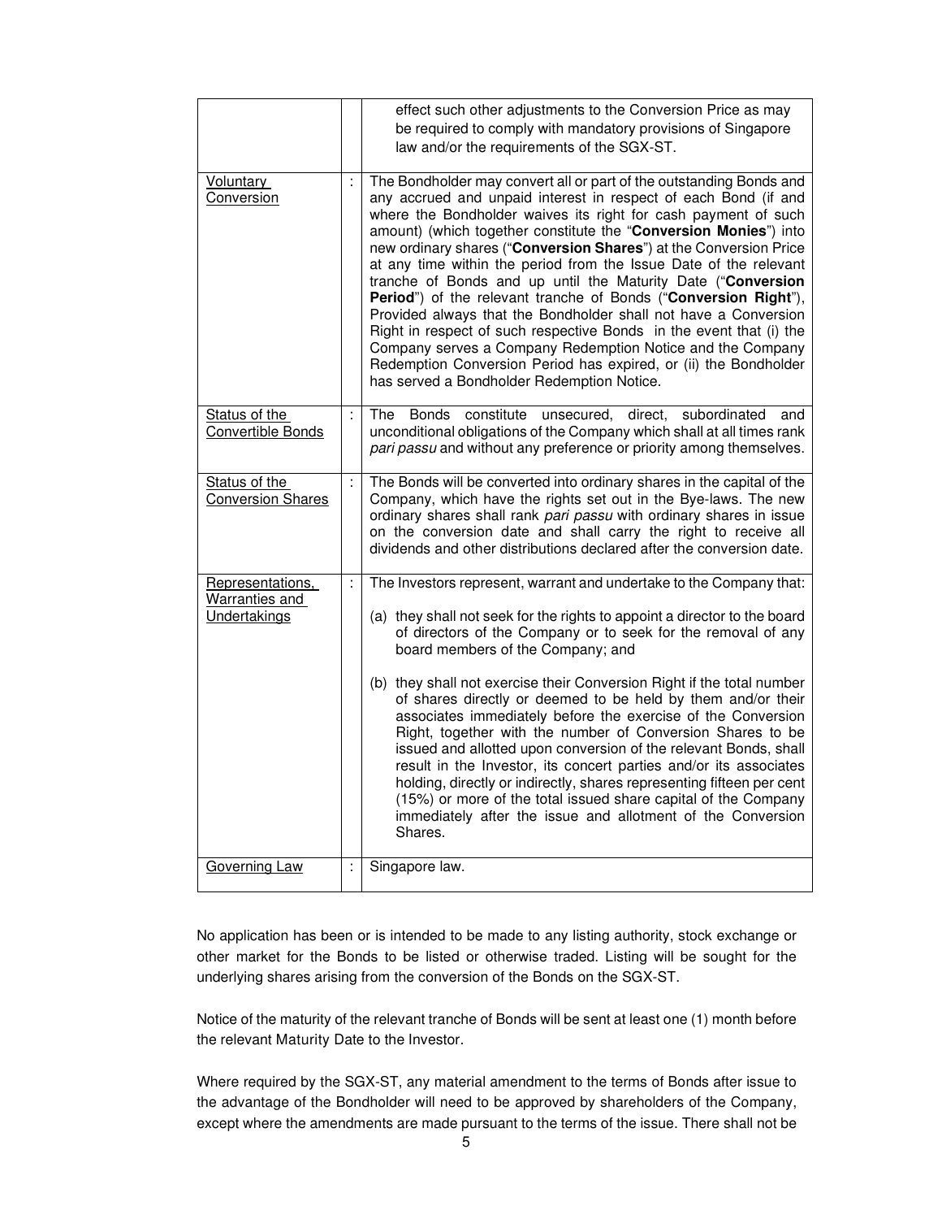| | | |
|---|---|---|
| | | effect such other adjustments to the Conversion Price as may be required to comply with mandatory provisions of Singapore law and/or the requirements of the SGX-ST. |
| Voluntary Conversion | : | The Bondholder may convert all or part of the outstanding Bonds and any accrued and unpaid interest in respect of each Bond (if and where the Bondholder waives its right for cash payment of such amount) (which together constitute the "**Conversion Monies**") into new ordinary shares ("**Conversion Shares**") at the Conversion Price at any time within the period from the Issue Date of the relevant tranche of Bonds and up until the Maturity Date ("**Conversion Period**") of the relevant tranche of Bonds ("**Conversion Right**"), Provided always that the Bondholder shall not have a Conversion Right in respect of such respective Bonds in the event that (i) the Company serves a Company Redemption Notice and the Company Redemption Conversion Period has expired, or (ii) the Bondholder has served a Bondholder Redemption Notice. |
| Status of the Convertible Bonds | : | The Bonds constitute unsecured, direct, subordinated and unconditional obligations of the Company which shall at all times rank *pari passu* and without any preference or priority among themselves. |
| Status of the Conversion Shares | : | The Bonds will be converted into ordinary shares in the capital of the Company, which have the rights set out in the Bye-laws. The new ordinary shares shall rank *pari passu* with ordinary shares in issue on the conversion date and shall carry the right to receive all dividends and other distributions declared after the conversion date. |
| Representations, Warranties and Undertakings | : | The Investors represent, warrant and undertake to the Company that:<br><br>(a) they shall not seek for the rights to appoint a director to the board of directors of the Company or to seek for the removal of any board members of the Company; and<br><br>(b) they shall not exercise their Conversion Right if the total number of shares directly or deemed to be held by them and/or their associates immediately before the exercise of the Conversion Right, together with the number of Conversion Shares to be issued and allotted upon conversion of the relevant Bonds, shall result in the Investor, its concert parties and/or its associates holding, directly or indirectly, shares representing fifteen per cent (15%) or more of the total issued share capital of the Company immediately after the issue and allotment of the Conversion Shares. |
| Governing Law | : | Singapore law. |

No application has been or is intended to be made to any listing authority, stock exchange or other market for the Bonds to be listed or otherwise traded. Listing will be sought for the underlying shares arising from the conversion of the Bonds on the SGX-ST.

Notice of the maturity of the relevant tranche of Bonds will be sent at least one (1) month before the relevant Maturity Date to the Investor.

Where required by the SGX-ST, any material amendment to the terms of Bonds after issue to the advantage of the Bondholder will need to be approved by shareholders of the Company, except where the amendments are made pursuant to the terms of the issue. There shall not be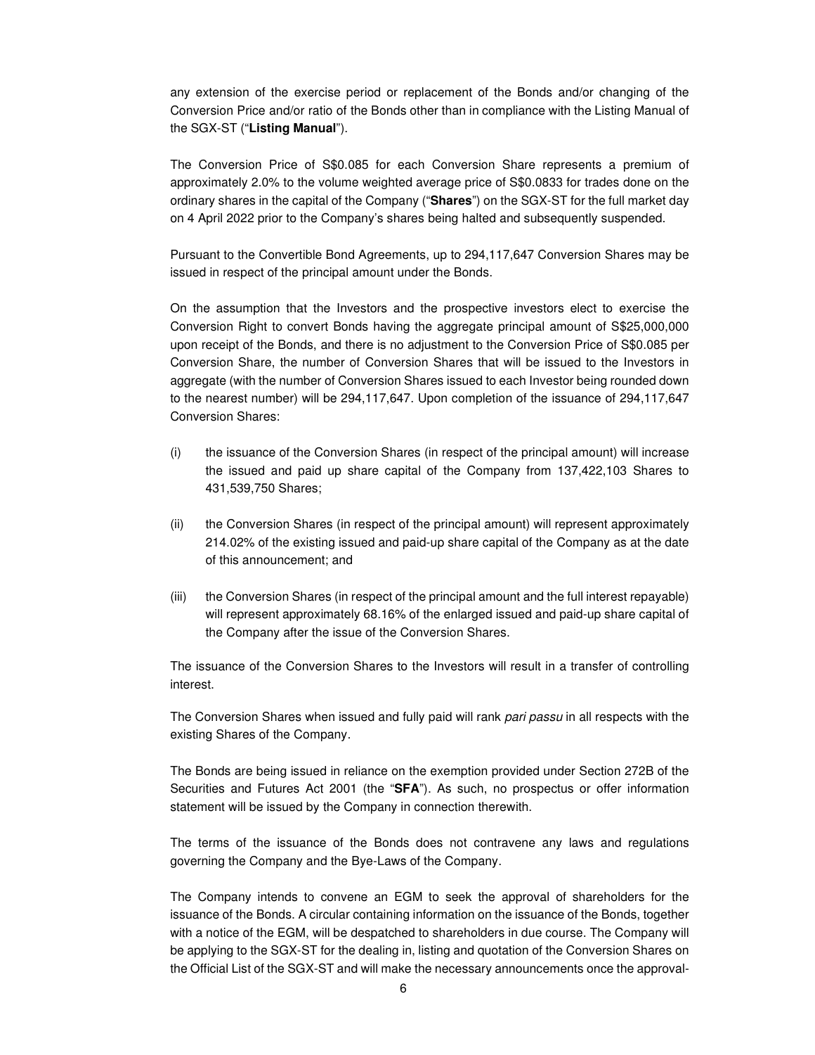any extension of the exercise period or replacement of the Bonds and/or changing of the Conversion Price and/or ratio of the Bonds other than in compliance with the Listing Manual of the SGX-ST ("**Listing Manual**").

The Conversion Price of S$0.085 for each Conversion Share represents a premium of approximately 2.0% to the volume weighted average price of S$0.0833 for trades done on the ordinary shares in the capital of the Company ("**Shares**") on the SGX-ST for the full market day on 4 April 2022 prior to the Company's shares being halted and subsequently suspended.

Pursuant to the Convertible Bond Agreements, up to 294,117,647 Conversion Shares may be issued in respect of the principal amount under the Bonds.

On the assumption that the Investors and the prospective investors elect to exercise the Conversion Right to convert Bonds having the aggregate principal amount of S$25,000,000 upon receipt of the Bonds, and there is no adjustment to the Conversion Price of S$0.085 per Conversion Share, the number of Conversion Shares that will be issued to the Investors in aggregate (with the number of Conversion Shares issued to each Investor being rounded down to the nearest number) will be 294,117,647. Upon completion of the issuance of 294,117,647 Conversion Shares:

(i) the issuance of the Conversion Shares (in respect of the principal amount) will increase the issued and paid up share capital of the Company from 137,422,103 Shares to 431,539,750 Shares;

(ii) the Conversion Shares (in respect of the principal amount) will represent approximately 214.02% of the existing issued and paid-up share capital of the Company as at the date of this announcement; and

(iii) the Conversion Shares (in respect of the principal amount and the full interest repayable) will represent approximately 68.16% of the enlarged issued and paid-up share capital of the Company after the issue of the Conversion Shares.

The issuance of the Conversion Shares to the Investors will result in a transfer of controlling interest.

The Conversion Shares when issued and fully paid will rank *pari passu* in all respects with the existing Shares of the Company.

The Bonds are being issued in reliance on the exemption provided under Section 272B of the Securities and Futures Act 2001 (the "**SFA**"). As such, no prospectus or offer information statement will be issued by the Company in connection therewith.

The terms of the issuance of the Bonds does not contravene any laws and regulations governing the Company and the Bye-Laws of the Company.

The Company intends to convene an EGM to seek the approval of shareholders for the issuance of the Bonds. A circular containing information on the issuance of the Bonds, together with a notice of the EGM, will be despatched to shareholders in due course. The Company will be applying to the SGX-ST for the dealing in, listing and quotation of the Conversion Shares on the Official List of the SGX-ST and will make the necessary announcements once the approval-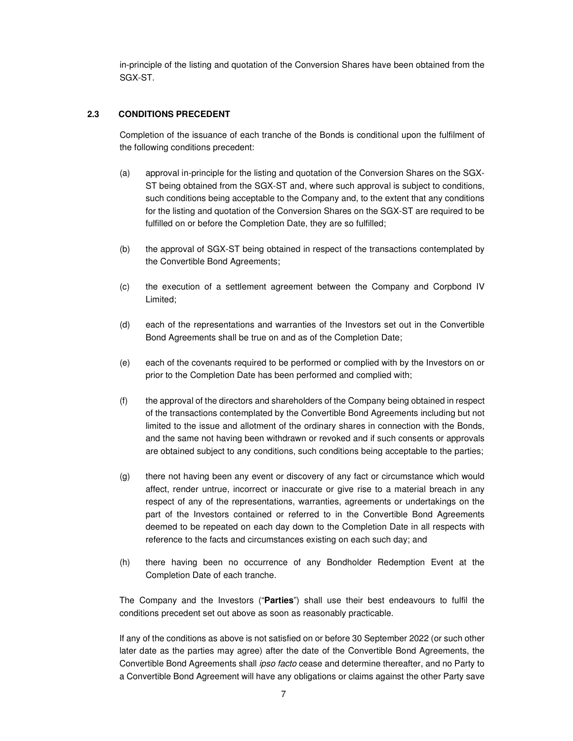in-principle of the listing and quotation of the Conversion Shares have been obtained from the SGX-ST.

### 2.3 CONDITIONS PRECEDENT

Completion of the issuance of each tranche of the Bonds is conditional upon the fulfilment of the following conditions precedent:

(a) approval in-principle for the listing and quotation of the Conversion Shares on the SGX-ST being obtained from the SGX-ST and, where such approval is subject to conditions, such conditions being acceptable to the Company and, to the extent that any conditions for the listing and quotation of the Conversion Shares on the SGX-ST are required to be fulfilled on or before the Completion Date, they are so fulfilled;

(b) the approval of SGX-ST being obtained in respect of the transactions contemplated by the Convertible Bond Agreements;

(c) the execution of a settlement agreement between the Company and Corpbond IV Limited;

(d) each of the representations and warranties of the Investors set out in the Convertible Bond Agreements shall be true on and as of the Completion Date;

(e) each of the covenants required to be performed or complied with by the Investors on or prior to the Completion Date has been performed and complied with;

(f) the approval of the directors and shareholders of the Company being obtained in respect of the transactions contemplated by the Convertible Bond Agreements including but not limited to the issue and allotment of the ordinary shares in connection with the Bonds, and the same not having been withdrawn or revoked and if such consents or approvals are obtained subject to any conditions, such conditions being acceptable to the parties;

(g) there not having been any event or discovery of any fact or circumstance which would affect, render untrue, incorrect or inaccurate or give rise to a material breach in any respect of any of the representations, warranties, agreements or undertakings on the part of the Investors contained or referred to in the Convertible Bond Agreements deemed to be repeated on each day down to the Completion Date in all respects with reference to the facts and circumstances existing on each such day; and

(h) there having been no occurrence of any Bondholder Redemption Event at the Completion Date of each tranche.

The Company and the Investors ("**Parties**") shall use their best endeavours to fulfil the conditions precedent set out above as soon as reasonably practicable.

If any of the conditions as above is not satisfied on or before 30 September 2022 (or such other later date as the parties may agree) after the date of the Convertible Bond Agreements, the Convertible Bond Agreements shall *ipso facto* cease and determine thereafter, and no Party to a Convertible Bond Agreement will have any obligations or claims against the other Party save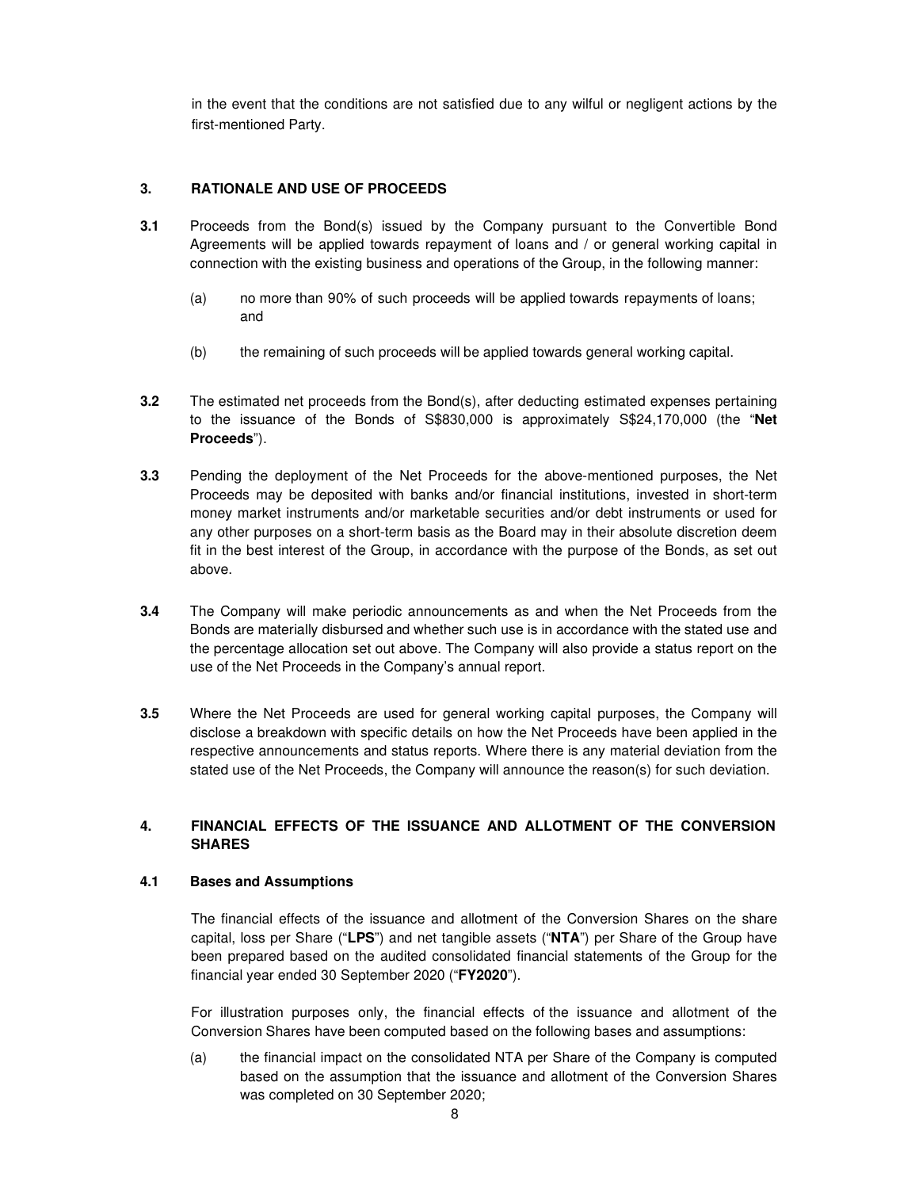in the event that the conditions are not satisfied due to any wilful or negligent actions by the first-mentioned Party.

## 3. RATIONALE AND USE OF PROCEEDS

**3.1** Proceeds from the Bond(s) issued by the Company pursuant to the Convertible Bond Agreements will be applied towards repayment of loans and / or general working capital in connection with the existing business and operations of the Group, in the following manner:

(a) no more than 90% of such proceeds will be applied towards repayments of loans; and

(b) the remaining of such proceeds will be applied towards general working capital.

**3.2** The estimated net proceeds from the Bond(s), after deducting estimated expenses pertaining to the issuance of the Bonds of S$830,000 is approximately S$24,170,000 (the "**Net Proceeds**").

**3.3** Pending the deployment of the Net Proceeds for the above-mentioned purposes, the Net Proceeds may be deposited with banks and/or financial institutions, invested in short-term money market instruments and/or marketable securities and/or debt instruments or used for any other purposes on a short-term basis as the Board may in their absolute discretion deem fit in the best interest of the Group, in accordance with the purpose of the Bonds, as set out above.

**3.4** The Company will make periodic announcements as and when the Net Proceeds from the Bonds are materially disbursed and whether such use is in accordance with the stated use and the percentage allocation set out above. The Company will also provide a status report on the use of the Net Proceeds in the Company's annual report.

**3.5** Where the Net Proceeds are used for general working capital purposes, the Company will disclose a breakdown with specific details on how the Net Proceeds have been applied in the respective announcements and status reports. Where there is any material deviation from the stated use of the Net Proceeds, the Company will announce the reason(s) for such deviation.

## 4. FINANCIAL EFFECTS OF THE ISSUANCE AND ALLOTMENT OF THE CONVERSION SHARES

### 4.1 Bases and Assumptions

The financial effects of the issuance and allotment of the Conversion Shares on the share capital, loss per Share ("**LPS**") and net tangible assets ("**NTA**") per Share of the Group have been prepared based on the audited consolidated financial statements of the Group for the financial year ended 30 September 2020 ("**FY2020**").

For illustration purposes only, the financial effects of the issuance and allotment of the Conversion Shares have been computed based on the following bases and assumptions:

(a) the financial impact on the consolidated NTA per Share of the Company is computed based on the assumption that the issuance and allotment of the Conversion Shares was completed on 30 September 2020;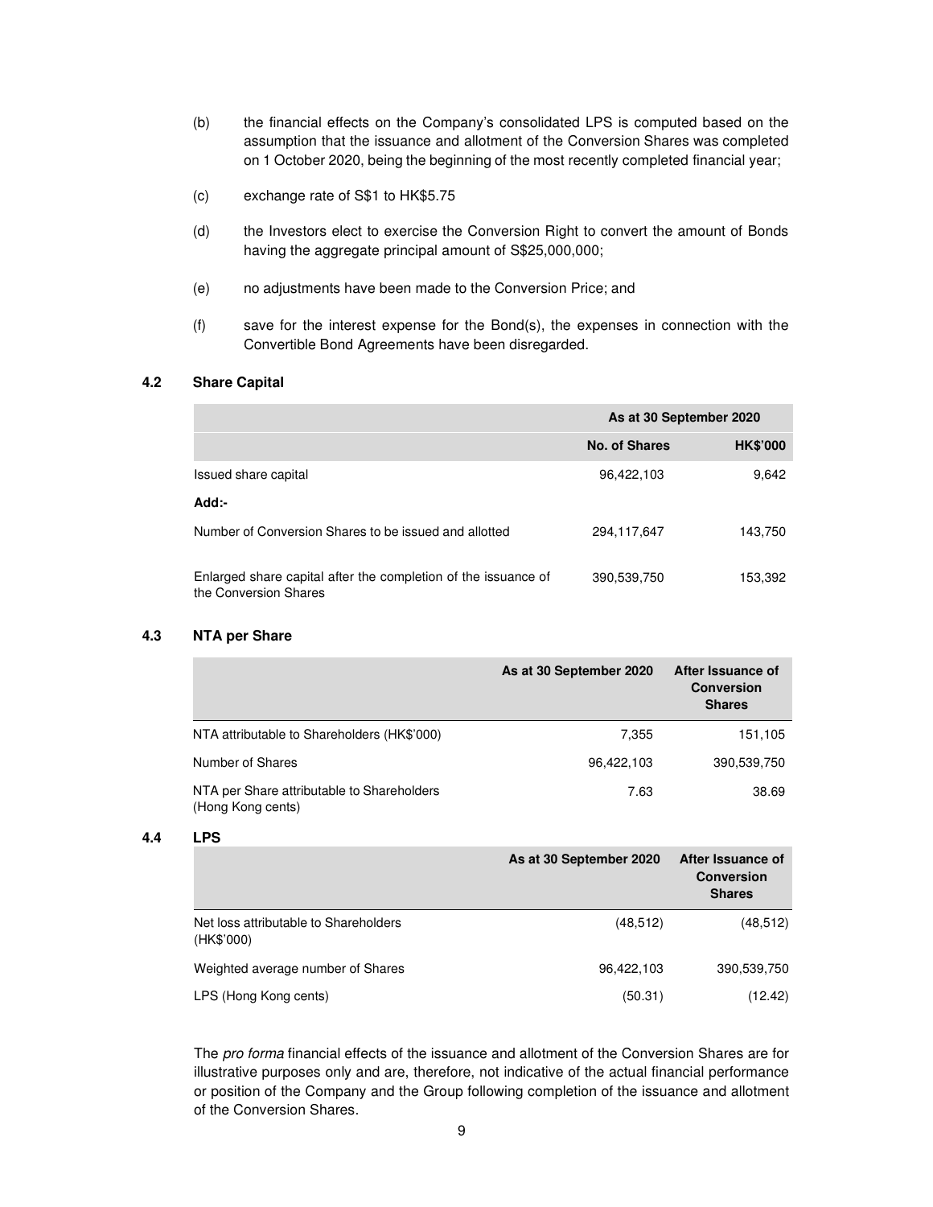(b) the financial effects on the Company's consolidated LPS is computed based on the assumption that the issuance and allotment of the Conversion Shares was completed on 1 October 2020, being the beginning of the most recently completed financial year;

(c) exchange rate of S$1 to HK$5.75

(d) the Investors elect to exercise the Conversion Right to convert the amount of Bonds having the aggregate principal amount of S$25,000,000;

(e) no adjustments have been made to the Conversion Price; and

(f) save for the interest expense for the Bond(s), the expenses in connection with the Convertible Bond Agreements have been disregarded.

### 4.2 Share Capital

| | As at 30 September 2020 | |
|---|---|---|
| | **No. of Shares** | **HK$'000** |
| Issued share capital | 96,422,103 | 9,642 |
| **Add:-** | | |
| Number of Conversion Shares to be issued and allotted | 294,117,647 | 143,750 |
| Enlarged share capital after the completion of the issuance of the Conversion Shares | 390,539,750 | 153,392 |

### 4.3 NTA per Share

| | As at 30 September 2020 | After Issuance of Conversion Shares |
|---|---|---|
| NTA attributable to Shareholders (HK$'000) | 7,355 | 151,105 |
| Number of Shares | 96,422,103 | 390,539,750 |
| NTA per Share attributable to Shareholders (Hong Kong cents) | 7.63 | 38.69 |

### 4.4 LPS

| | As at 30 September 2020 | After Issuance of Conversion Shares |
|---|---|---|
| Net loss attributable to Shareholders (HK$'000) | (48,512) | (48,512) |
| Weighted average number of Shares | 96,422,103 | 390,539,750 |
| LPS (Hong Kong cents) | (50.31) | (12.42) |

The *pro forma* financial effects of the issuance and allotment of the Conversion Shares are for illustrative purposes only and are, therefore, not indicative of the actual financial performance or position of the Company and the Group following completion of the issuance and allotment of the Conversion Shares.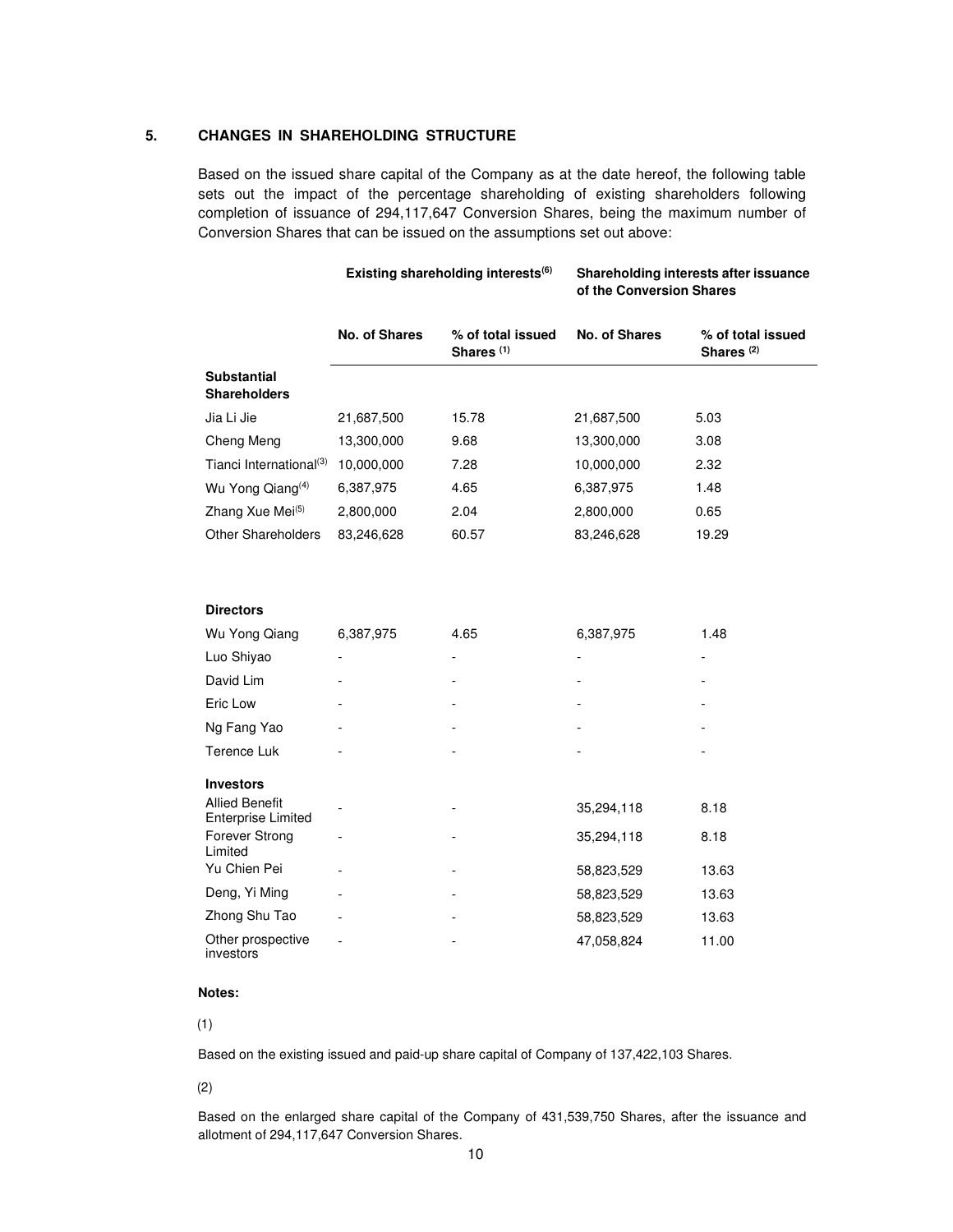## 5. CHANGES IN SHAREHOLDING STRUCTURE

Based on the issued share capital of the Company as at the date hereof, the following table sets out the impact of the percentage shareholding of existing shareholders following completion of issuance of 294,117,647 Conversion Shares, being the maximum number of Conversion Shares that can be issued on the assumptions set out above:

| | Existing shareholding interests[6] | | Shareholding interests after issuance of the Conversion Shares | |
|---|---|---|---|---|
| | **No. of Shares** | **% of total issued Shares [1]** | **No. of Shares** | **% of total issued Shares [2]** |
| **Substantial Shareholders** | | | | |
| Jia Li Jie | 21,687,500 | 15.78 | 21,687,500 | 5.03 |
| Cheng Meng | 13,300,000 | 9.68 | 13,300,000 | 3.08 |
| Tianci International[3] | 10,000,000 | 7.28 | 10,000,000 | 2.32 |
| Wu Yong Qiang[4] | 6,387,975 | 4.65 | 6,387,975 | 1.48 |
| Zhang Xue Mei[5] | 2,800,000 | 2.04 | 2,800,000 | 0.65 |
| Other Shareholders | 83,246,628 | 60.57 | 83,246,628 | 19.29 |
| **Directors** | | | | |
| Wu Yong Qiang | 6,387,975 | 4.65 | 6,387,975 | 1.48 |
| Luo Shiyao | - | - | - | - |
| David Lim | - | - | - | - |
| Eric Low | - | - | - | - |
| Ng Fang Yao | - | - | - | - |
| Terence Luk | - | - | - | - |
| **Investors** | | | | |
| Allied Benefit Enterprise Limited | - | - | 35,294,118 | 8.18 |
| Forever Strong Limited | - | - | 35,294,118 | 8.18 |
| Yu Chien Pei | - | - | 58,823,529 | 13.63 |
| Deng, Yi Ming | - | - | 58,823,529 | 13.63 |
| Zhong Shu Tao | - | - | 58,823,529 | 13.63 |
| Other prospective investors | - | - | 47,058,824 | 11.00 |

**Notes:**

(1)

Based on the existing issued and paid-up share capital of Company of 137,422,103 Shares.

(2)

Based on the enlarged share capital of the Company of 431,539,750 Shares, after the issuance and allotment of 294,117,647 Conversion Shares.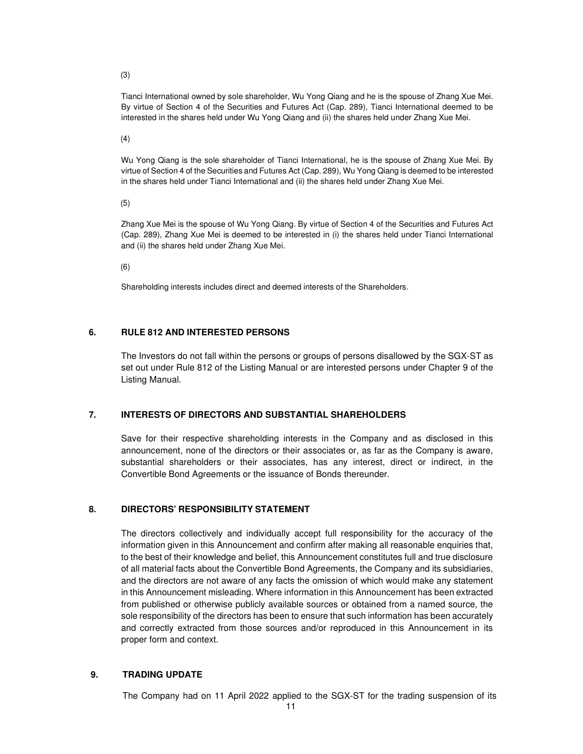(3)

Tianci International owned by sole shareholder, Wu Yong Qiang and he is the spouse of Zhang Xue Mei. By virtue of Section 4 of the Securities and Futures Act (Cap. 289), Tianci International deemed to be interested in the shares held under Wu Yong Qiang and (ii) the shares held under Zhang Xue Mei.

(4)

Wu Yong Qiang is the sole shareholder of Tianci International, he is the spouse of Zhang Xue Mei. By virtue of Section 4 of the Securities and Futures Act (Cap. 289), Wu Yong Qiang is deemed to be interested in the shares held under Tianci International and (ii) the shares held under Zhang Xue Mei.

(5)

Zhang Xue Mei is the spouse of Wu Yong Qiang. By virtue of Section 4 of the Securities and Futures Act (Cap. 289), Zhang Xue Mei is deemed to be interested in (i) the shares held under Tianci International and (ii) the shares held under Zhang Xue Mei.

(6)

Shareholding interests includes direct and deemed interests of the Shareholders.

## 6. RULE 812 AND INTERESTED PERSONS

The Investors do not fall within the persons or groups of persons disallowed by the SGX-ST as set out under Rule 812 of the Listing Manual or are interested persons under Chapter 9 of the Listing Manual.

## 7. INTERESTS OF DIRECTORS AND SUBSTANTIAL SHAREHOLDERS

Save for their respective shareholding interests in the Company and as disclosed in this announcement, none of the directors or their associates or, as far as the Company is aware, substantial shareholders or their associates, has any interest, direct or indirect, in the Convertible Bond Agreements or the issuance of Bonds thereunder.

## 8. DIRECTORS' RESPONSIBILITY STATEMENT

The directors collectively and individually accept full responsibility for the accuracy of the information given in this Announcement and confirm after making all reasonable enquiries that, to the best of their knowledge and belief, this Announcement constitutes full and true disclosure of all material facts about the Convertible Bond Agreements, the Company and its subsidiaries, and the directors are not aware of any facts the omission of which would make any statement in this Announcement misleading. Where information in this Announcement has been extracted from published or otherwise publicly available sources or obtained from a named source, the sole responsibility of the directors has been to ensure that such information has been accurately and correctly extracted from those sources and/or reproduced in this Announcement in its proper form and context.

## 9. TRADING UPDATE

The Company had on 11 April 2022 applied to the SGX-ST for the trading suspension of its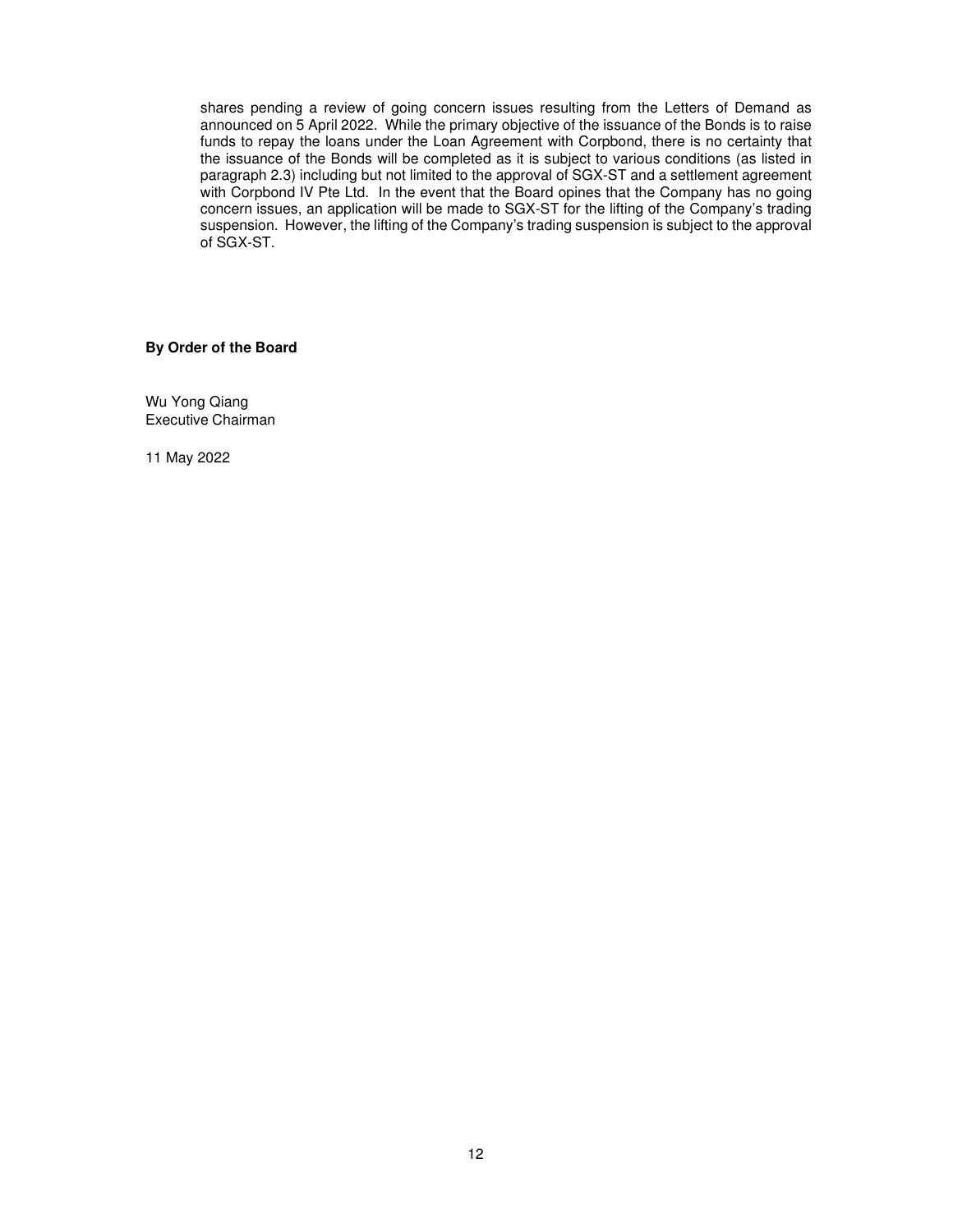shares pending a review of going concern issues resulting from the Letters of Demand as announced on 5 April 2022. While the primary objective of the issuance of the Bonds is to raise funds to repay the loans under the Loan Agreement with Corpbond, there is no certainty that the issuance of the Bonds will be completed as it is subject to various conditions (as listed in paragraph 2.3) including but not limited to the approval of SGX-ST and a settlement agreement with Corpbond IV Pte Ltd. In the event that the Board opines that the Company has no going concern issues, an application will be made to SGX-ST for the lifting of the Company's trading suspension. However, the lifting of the Company's trading suspension is subject to the approval of SGX-ST.

**By Order of the Board**

Wu Yong Qiang
Executive Chairman

11 May 2022